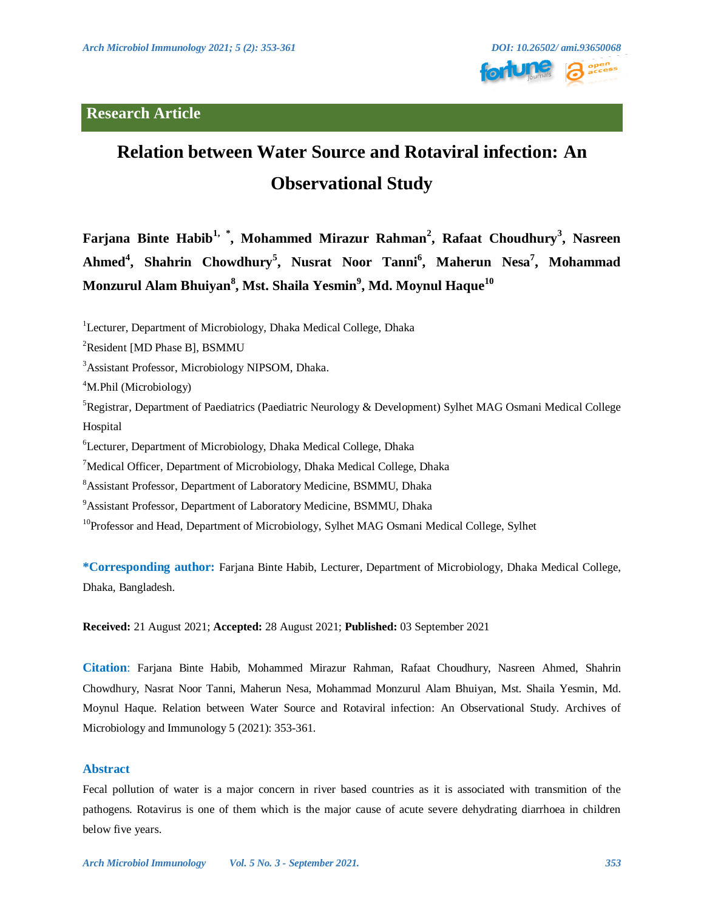Research Article

# Relation between Water Source and Rotaviral infection: An Observational Study

**Farjana Binte Habib[1, *], Mohammed Mirazur Rahman[2], Rafaat Choudhury[3], Nasreen Ahmed[4], Shahrin Chowdhury[5], Nusrat Noor Tanni[6], Maherun Nesa[7], Mohammad Monzurul Alam Bhuiyan[8], Mst. Shaila Yesmin[9], Md. Moynul Haque[10]**

[1]Lecturer, Department of Microbiology, Dhaka Medical College, Dhaka

[2]Resident [MD Phase B], BSMMU

[3]Assistant Professor, Microbiology NIPSOM, Dhaka.

[4]M.Phil (Microbiology)

[5]Registrar, Department of Paediatrics (Paediatric Neurology & Development) Sylhet MAG Osmani Medical College Hospital

[6]Lecturer, Department of Microbiology, Dhaka Medical College, Dhaka

[7]Medical Officer, Department of Microbiology, Dhaka Medical College, Dhaka

[8]Assistant Professor, Department of Laboratory Medicine, BSMMU, Dhaka

[9]Assistant Professor, Department of Laboratory Medicine, BSMMU, Dhaka

[10]Professor and Head, Department of Microbiology, Sylhet MAG Osmani Medical College, Sylhet

**\*Corresponding author:** Farjana Binte Habib, Lecturer, Department of Microbiology, Dhaka Medical College, Dhaka, Bangladesh.

**Received:** 21 August 2021; **Accepted:** 28 August 2021; **Published:** 03 September 2021

**Citation**: Farjana Binte Habib, Mohammed Mirazur Rahman, Rafaat Choudhury, Nasreen Ahmed, Shahrin Chowdhury, Nasrat Noor Tanni, Maherun Nesa, Mohammad Monzurul Alam Bhuiyan, Mst. Shaila Yesmin, Md. Moynul Haque. Relation between Water Source and Rotaviral infection: An Observational Study. Archives of Microbiology and Immunology 5 (2021): 353-361.

## Abstract

Fecal pollution of water is a major concern in river based countries as it is associated with transmition of the pathogens. Rotavirus is one of them which is the major cause of acute severe dehydrating diarrhoea in children below five years.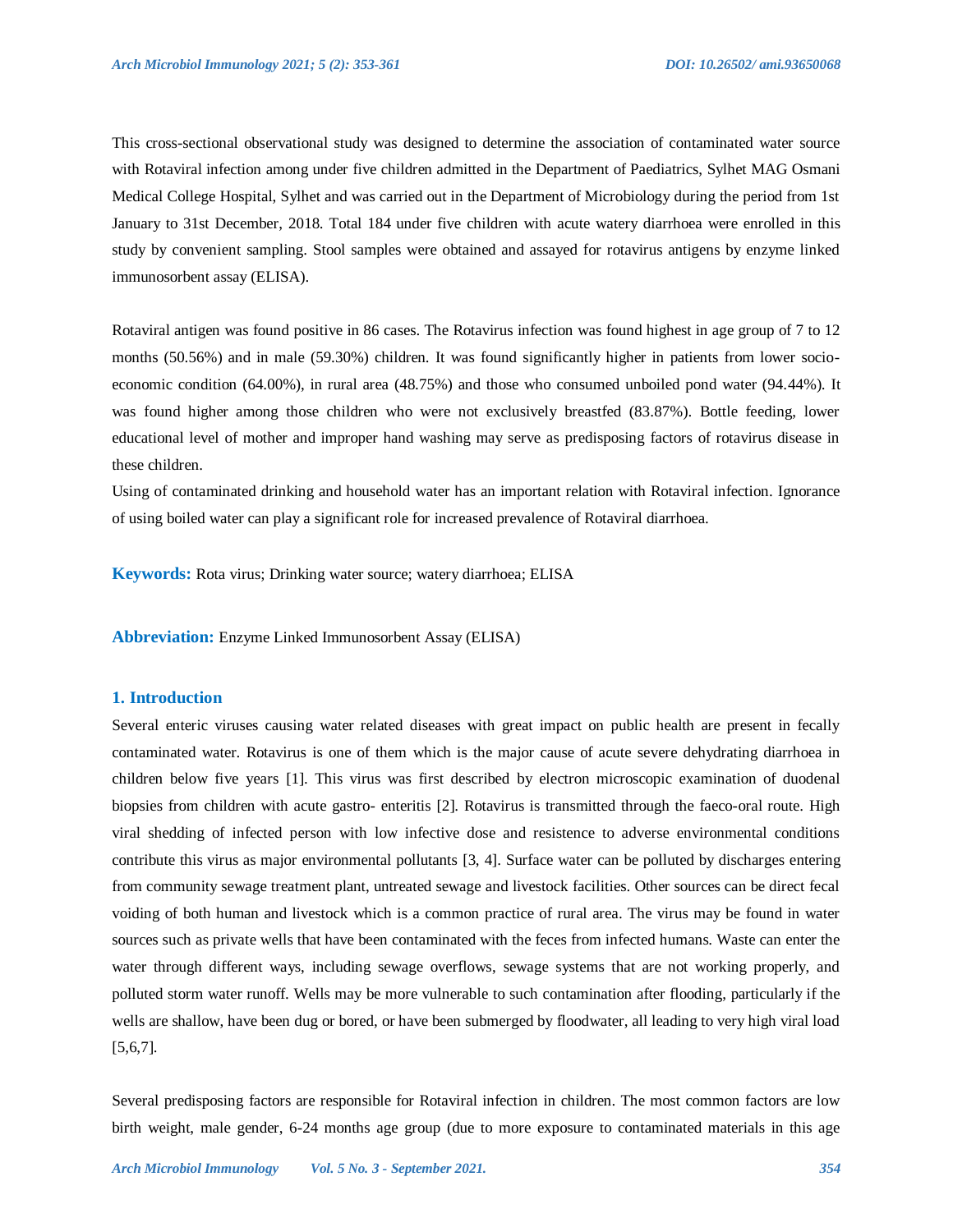This cross-sectional observational study was designed to determine the association of contaminated water source with Rotaviral infection among under five children admitted in the Department of Paediatrics, Sylhet MAG Osmani Medical College Hospital, Sylhet and was carried out in the Department of Microbiology during the period from 1st January to 31st December, 2018. Total 184 under five children with acute watery diarrhoea were enrolled in this study by convenient sampling. Stool samples were obtained and assayed for rotavirus antigens by enzyme linked immunosorbent assay (ELISA).

Rotaviral antigen was found positive in 86 cases. The Rotavirus infection was found highest in age group of 7 to 12 months (50.56%) and in male (59.30%) children. It was found significantly higher in patients from lower socio-economic condition (64.00%), in rural area (48.75%) and those who consumed unboiled pond water (94.44%). It was found higher among those children who were not exclusively breastfed (83.87%). Bottle feeding, lower educational level of mother and improper hand washing may serve as predisposing factors of rotavirus disease in these children.

Using of contaminated drinking and household water has an important relation with Rotaviral infection. Ignorance of using boiled water can play a significant role for increased prevalence of Rotaviral diarrhoea.

**Keywords:** Rota virus; Drinking water source; watery diarrhoea; ELISA

**Abbreviation:** Enzyme Linked Immunosorbent Assay (ELISA)

## 1. Introduction

Several enteric viruses causing water related diseases with great impact on public health are present in fecally contaminated water. Rotavirus is one of them which is the major cause of acute severe dehydrating diarrhoea in children below five years [1]. This virus was first described by electron microscopic examination of duodenal biopsies from children with acute gastro- enteritis [2]. Rotavirus is transmitted through the faeco-oral route. High viral shedding of infected person with low infective dose and resistence to adverse environmental conditions contribute this virus as major environmental pollutants [3, 4]. Surface water can be polluted by discharges entering from community sewage treatment plant, untreated sewage and livestock facilities. Other sources can be direct fecal voiding of both human and livestock which is a common practice of rural area. The virus may be found in water sources such as private wells that have been contaminated with the feces from infected humans. Waste can enter the water through different ways, including sewage overflows, sewage systems that are not working properly, and polluted storm water runoff. Wells may be more vulnerable to such contamination after flooding, particularly if the wells are shallow, have been dug or bored, or have been submerged by floodwater, all leading to very high viral load [5,6,7].

Several predisposing factors are responsible for Rotaviral infection in children. The most common factors are low birth weight, male gender, 6-24 months age group (due to more exposure to contaminated materials in this age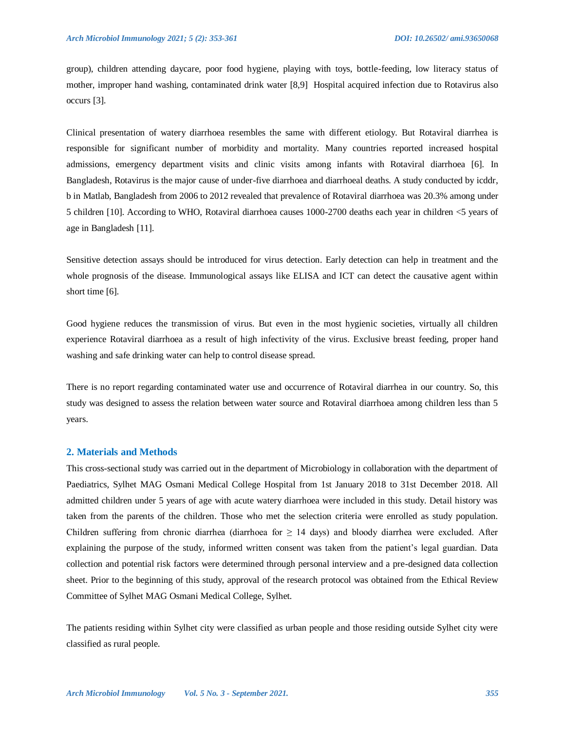group), children attending daycare, poor food hygiene, playing with toys, bottle-feeding, low literacy status of mother, improper hand washing, contaminated drink water [8,9] Hospital acquired infection due to Rotavirus also occurs [3].

Clinical presentation of watery diarrhoea resembles the same with different etiology. But Rotaviral diarrhea is responsible for significant number of morbidity and mortality. Many countries reported increased hospital admissions, emergency department visits and clinic visits among infants with Rotaviral diarrhoea [6]. In Bangladesh, Rotavirus is the major cause of under-five diarrhoea and diarrhoeal deaths. A study conducted by icddr, b in Matlab, Bangladesh from 2006 to 2012 revealed that prevalence of Rotaviral diarrhoea was 20.3% among under 5 children [10]. According to WHO, Rotaviral diarrhoea causes 1000-2700 deaths each year in children <5 years of age in Bangladesh [11].

Sensitive detection assays should be introduced for virus detection. Early detection can help in treatment and the whole prognosis of the disease. Immunological assays like ELISA and ICT can detect the causative agent within short time [6].

Good hygiene reduces the transmission of virus. But even in the most hygienic societies, virtually all children experience Rotaviral diarrhoea as a result of high infectivity of the virus. Exclusive breast feeding, proper hand washing and safe drinking water can help to control disease spread.

There is no report regarding contaminated water use and occurrence of Rotaviral diarrhea in our country. So, this study was designed to assess the relation between water source and Rotaviral diarrhoea among children less than 5 years.

## 2. Materials and Methods

This cross-sectional study was carried out in the department of Microbiology in collaboration with the department of Paediatrics, Sylhet MAG Osmani Medical College Hospital from 1st January 2018 to 31st December 2018. All admitted children under 5 years of age with acute watery diarrhoea were included in this study. Detail history was taken from the parents of the children. Those who met the selection criteria were enrolled as study population. Children suffering from chronic diarrhea (diarrhoea for ≥ 14 days) and bloody diarrhea were excluded. After explaining the purpose of the study, informed written consent was taken from the patient's legal guardian. Data collection and potential risk factors were determined through personal interview and a pre-designed data collection sheet. Prior to the beginning of this study, approval of the research protocol was obtained from the Ethical Review Committee of Sylhet MAG Osmani Medical College, Sylhet.

The patients residing within Sylhet city were classified as urban people and those residing outside Sylhet city were classified as rural people.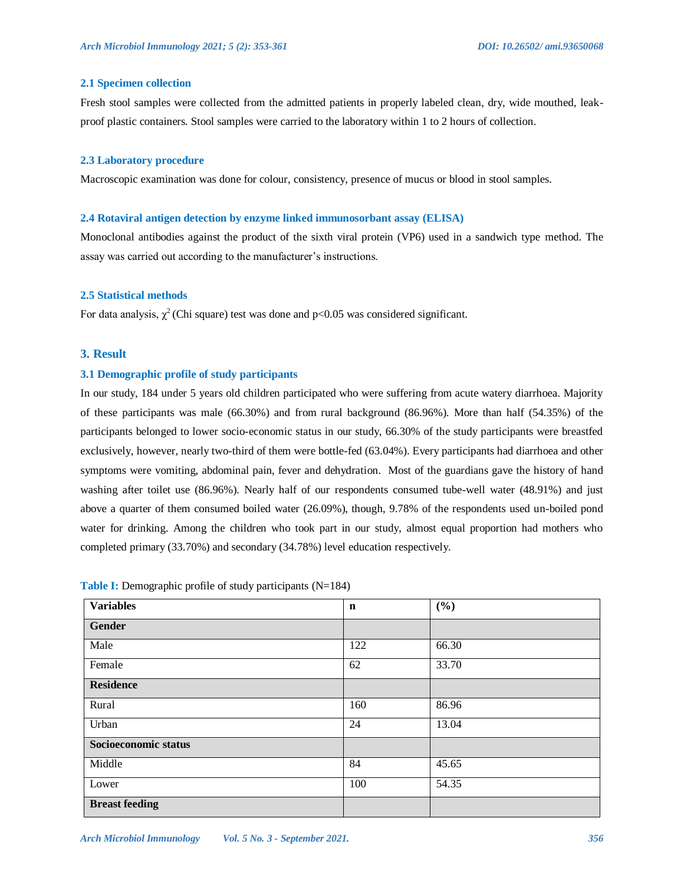### 2.1 Specimen collection

Fresh stool samples were collected from the admitted patients in properly labeled clean, dry, wide mouthed, leak-proof plastic containers. Stool samples were carried to the laboratory within 1 to 2 hours of collection.

### 2.3 Laboratory procedure

Macroscopic examination was done for colour, consistency, presence of mucus or blood in stool samples.

### 2.4 Rotaviral antigen detection by enzyme linked immunosorbant assay (ELISA)

Monoclonal antibodies against the product of the sixth viral protein (VP6) used in a sandwich type method. The assay was carried out according to the manufacturer's instructions.

### 2.5 Statistical methods

For data analysis, $\chi^2$ (Chi square) test was done and $p<0.05$ was considered significant.

## 3. Result

### 3.1 Demographic profile of study participants

In our study, 184 under 5 years old children participated who were suffering from acute watery diarrhoea. Majority of these participants was male (66.30%) and from rural background (86.96%). More than half (54.35%) of the participants belonged to lower socio-economic status in our study, 66.30% of the study participants were breastfed exclusively, however, nearly two-third of them were bottle-fed (63.04%). Every participants had diarrhoea and other symptoms were vomiting, abdominal pain, fever and dehydration. Most of the guardians gave the history of hand washing after toilet use (86.96%). Nearly half of our respondents consumed tube-well water (48.91%) and just above a quarter of them consumed boiled water (26.09%), though, 9.78% of the respondents used un-boiled pond water for drinking. Among the children who took part in our study, almost equal proportion had mothers who completed primary (33.70%) and secondary (34.78%) level education respectively.

**Table I:** Demographic profile of study participants (N=184)

| Variables | n | (%) |
|---|---|---|
| **Gender** | | |
| Male | 122 | 66.30 |
| Female | 62 | 33.70 |
| **Residence** | | |
| Rural | 160 | 86.96 |
| Urban | 24 | 13.04 |
| **Socioeconomic status** | | |
| Middle | 84 | 45.65 |
| Lower | 100 | 54.35 |
| **Breast feeding** | | |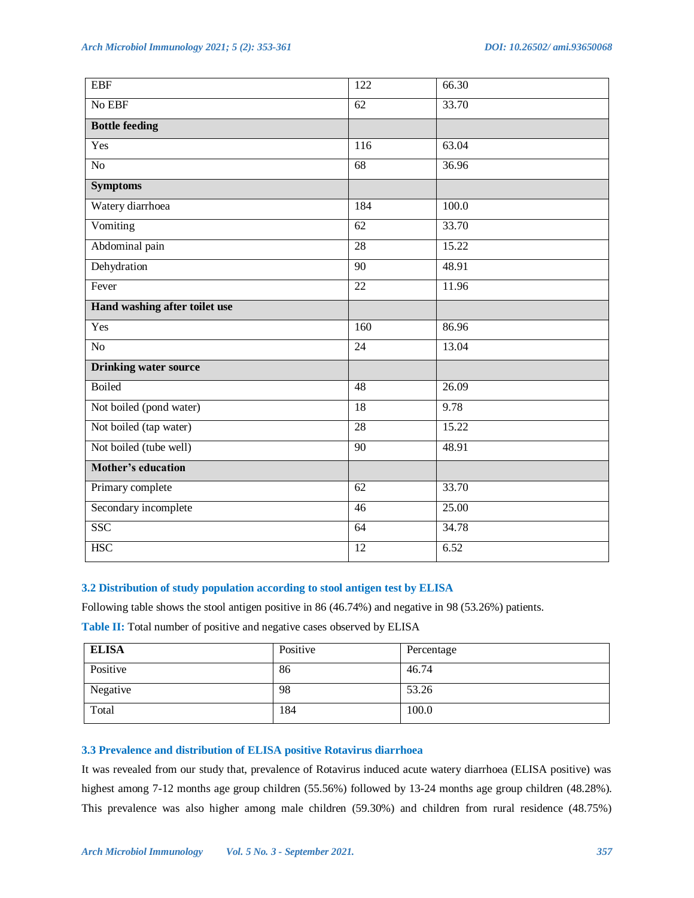| EBF | 122 | 66.30 |
|---|---|---|
| No EBF | 62 | 33.70 |
| **Bottle feeding** | | |
| Yes | 116 | 63.04 |
| No | 68 | 36.96 |
| **Symptoms** | | |
| Watery diarrhoea | 184 | 100.0 |
| Vomiting | 62 | 33.70 |
| Abdominal pain | 28 | 15.22 |
| Dehydration | 90 | 48.91 |
| Fever | 22 | 11.96 |
| **Hand washing after toilet use** | | |
| Yes | 160 | 86.96 |
| No | 24 | 13.04 |
| **Drinking water source** | | |
| Boiled | 48 | 26.09 |
| Not boiled (pond water) | 18 | 9.78 |
| Not boiled (tap water) | 28 | 15.22 |
| Not boiled (tube well) | 90 | 48.91 |
| **Mother's education** | | |
| Primary complete | 62 | 33.70 |
| Secondary incomplete | 46 | 25.00 |
| SSC | 64 | 34.78 |
| HSC | 12 | 6.52 |

### 3.2 Distribution of study population according to stool antigen test by ELISA

Following table shows the stool antigen positive in 86 (46.74%) and negative in 98 (53.26%) patients.

**Table II:** Total number of positive and negative cases observed by ELISA

| **ELISA** | Positive | Percentage |
|---|---|---|
| Positive | 86 | 46.74 |
| Negative | 98 | 53.26 |
| Total | 184 | 100.0 |

### 3.3 Prevalence and distribution of ELISA positive Rotavirus diarrhoea

It was revealed from our study that, prevalence of Rotavirus induced acute watery diarrhoea (ELISA positive) was highest among 7-12 months age group children (55.56%) followed by 13-24 months age group children (48.28%). This prevalence was also higher among male children (59.30%) and children from rural residence (48.75%)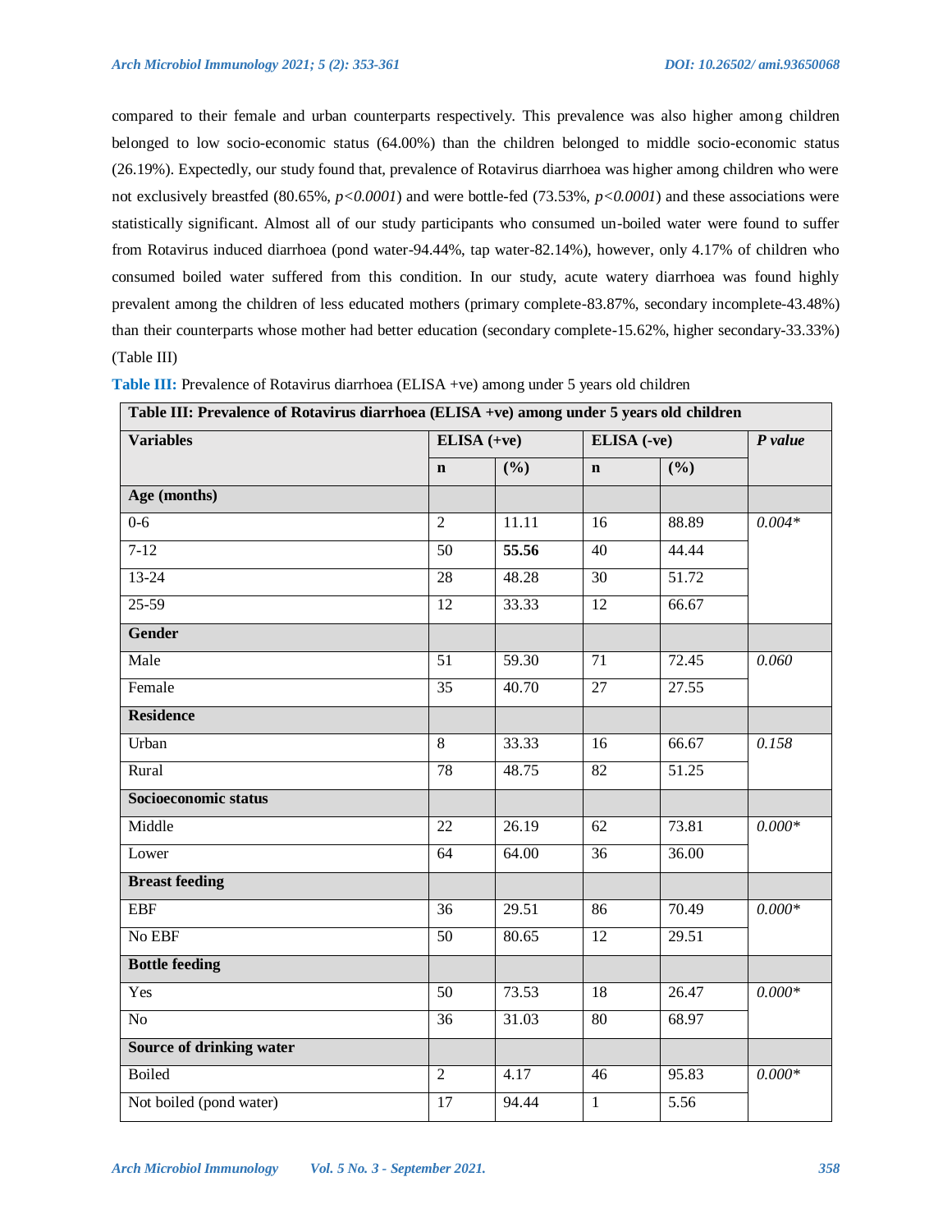compared to their female and urban counterparts respectively. This prevalence was also higher among children belonged to low socio-economic status (64.00%) than the children belonged to middle socio-economic status (26.19%). Expectedly, our study found that, prevalence of Rotavirus diarrhoea was higher among children who were not exclusively breastfed (80.65%, *p<0.0001*) and were bottle-fed (73.53%, *p<0.0001*) and these associations were statistically significant. Almost all of our study participants who consumed un-boiled water were found to suffer from Rotavirus induced diarrhoea (pond water-94.44%, tap water-82.14%), however, only 4.17% of children who consumed boiled water suffered from this condition. In our study, acute watery diarrhoea was found highly prevalent among the children of less educated mothers (primary complete-83.87%, secondary incomplete-43.48%) than their counterparts whose mother had better education (secondary complete-15.62%, higher secondary-33.33%) (Table III)

**Table III:** Prevalence of Rotavirus diarrhoea (ELISA +ve) among under 5 years old children

| **Table III: Prevalence of Rotavirus diarrhoea (ELISA +ve) among under 5 years old children** | | | | | |
|---|---|---|---|---|---|
| **Variables** | **ELISA (+ve)** | | **ELISA (-ve)** | | ***P value*** |
| | **n** | **(%)** | **n** | **(%)** | |
| **Age (months)** | | | | | |
| 0-6 | 2 | 11.11 | 16 | 88.89 | *0.004** |
| 7-12 | 50 | **55.56** | 40 | 44.44 | |
| 13-24 | 28 | 48.28 | 30 | 51.72 | |
| 25-59 | 12 | 33.33 | 12 | 66.67 | |
| **Gender** | | | | | |
| Male | 51 | 59.30 | 71 | 72.45 | *0.060* |
| Female | 35 | 40.70 | 27 | 27.55 | |
| **Residence** | | | | | |
| Urban | 8 | 33.33 | 16 | 66.67 | *0.158* |
| Rural | 78 | 48.75 | 82 | 51.25 | |
| **Socioeconomic status** | | | | | |
| Middle | 22 | 26.19 | 62 | 73.81 | *0.000** |
| Lower | 64 | 64.00 | 36 | 36.00 | |
| **Breast feeding** | | | | | |
| EBF | 36 | 29.51 | 86 | 70.49 | *0.000** |
| No EBF | 50 | 80.65 | 12 | 29.51 | |
| **Bottle feeding** | | | | | |
| Yes | 50 | 73.53 | 18 | 26.47 | *0.000** |
| No | 36 | 31.03 | 80 | 68.97 | |
| **Source of drinking water** | | | | | |
| Boiled | 2 | 4.17 | 46 | 95.83 | *0.000** |
| Not boiled (pond water) | 17 | 94.44 | 1 | 5.56 | |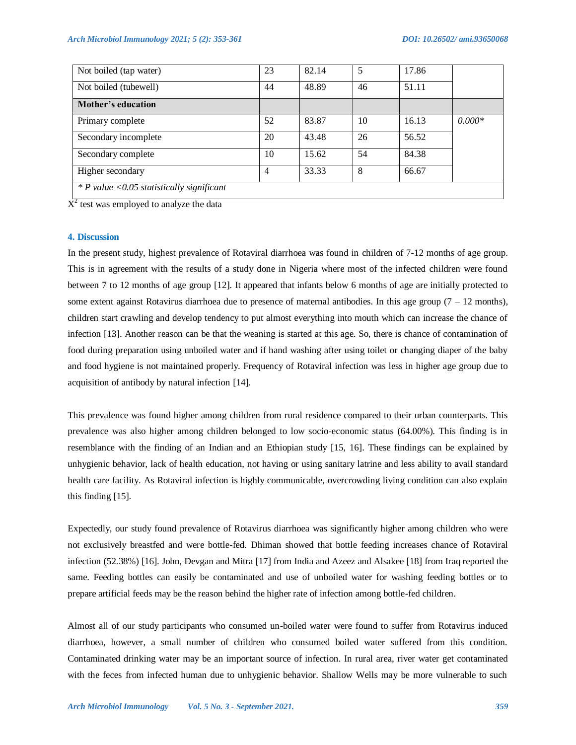| | | | | | |
|---|---|---|---|---|---|
| Not boiled (tap water) | 23 | 82.14 | 5 | 17.86 | |
| Not boiled (tubewell) | 44 | 48.89 | 46 | 51.11 | |
| **Mother's education** | | | | | |
| Primary complete | 52 | 83.87 | 10 | 16.13 | *0.000** |
| Secondary incomplete | 20 | 43.48 | 26 | 56.52 | |
| Secondary complete | 10 | 15.62 | 54 | 84.38 | |
| Higher secondary | 4 | 33.33 | 8 | 66.67 | |
| *\* P value <0.05 statistically significant* | | | | | |

$X^2$ test was employed to analyze the data

### 4. Discussion

In the present study, highest prevalence of Rotaviral diarrhoea was found in children of 7-12 months of age group. This is in agreement with the results of a study done in Nigeria where most of the infected children were found between 7 to 12 months of age group [12]. It appeared that infants below 6 months of age are initially protected to some extent against Rotavirus diarrhoea due to presence of maternal antibodies. In this age group (7 – 12 months), children start crawling and develop tendency to put almost everything into mouth which can increase the chance of infection [13]. Another reason can be that the weaning is started at this age. So, there is chance of contamination of food during preparation using unboiled water and if hand washing after using toilet or changing diaper of the baby and food hygiene is not maintained properly. Frequency of Rotaviral infection was less in higher age group due to acquisition of antibody by natural infection [14].

This prevalence was found higher among children from rural residence compared to their urban counterparts. This prevalence was also higher among children belonged to low socio-economic status (64.00%). This finding is in resemblance with the finding of an Indian and an Ethiopian study [15, 16]. These findings can be explained by unhygienic behavior, lack of health education, not having or using sanitary latrine and less ability to avail standard health care facility. As Rotaviral infection is highly communicable, overcrowding living condition can also explain this finding [15].

Expectedly, our study found prevalence of Rotavirus diarrhoea was significantly higher among children who were not exclusively breastfed and were bottle-fed. Dhiman showed that bottle feeding increases chance of Rotaviral infection (52.38%) [16]. John, Devgan and Mitra [17] from India and Azeez and Alsakee [18] from Iraq reported the same. Feeding bottles can easily be contaminated and use of unboiled water for washing feeding bottles or to prepare artificial feeds may be the reason behind the higher rate of infection among bottle-fed children.

Almost all of our study participants who consumed un-boiled water were found to suffer from Rotavirus induced diarrhoea, however, a small number of children who consumed boiled water suffered from this condition. Contaminated drinking water may be an important source of infection. In rural area, river water get contaminated with the feces from infected human due to unhygienic behavior. Shallow Wells may be more vulnerable to such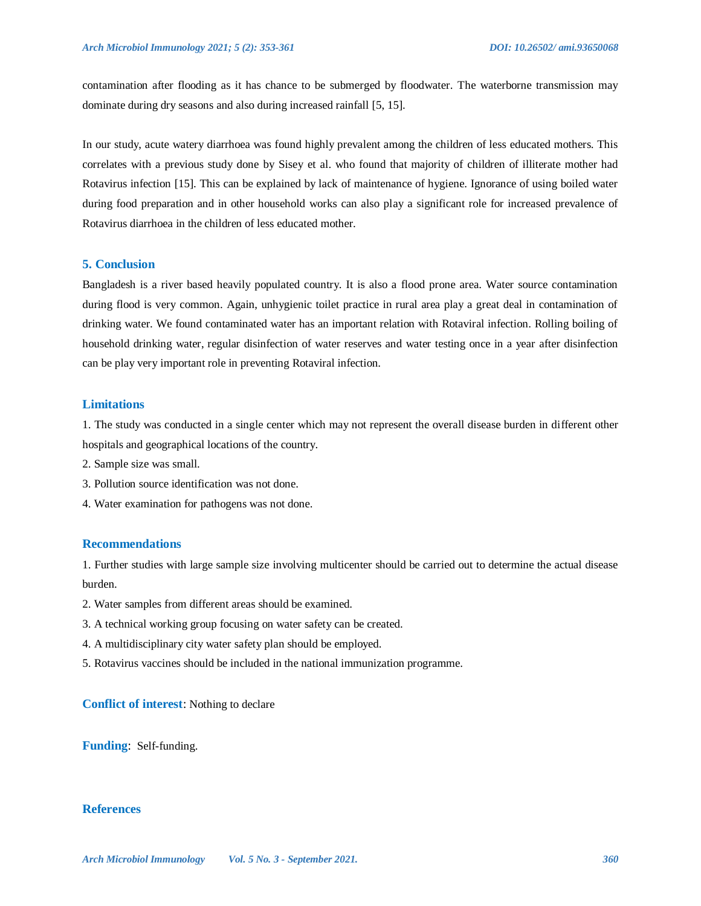contamination after flooding as it has chance to be submerged by floodwater. The waterborne transmission may dominate during dry seasons and also during increased rainfall [5, 15].

In our study, acute watery diarrhoea was found highly prevalent among the children of less educated mothers. This correlates with a previous study done by Sisey et al. who found that majority of children of illiterate mother had Rotavirus infection [15]. This can be explained by lack of maintenance of hygiene. Ignorance of using boiled water during food preparation and in other household works can also play a significant role for increased prevalence of Rotavirus diarrhoea in the children of less educated mother.

## 5. Conclusion

Bangladesh is a river based heavily populated country. It is also a flood prone area. Water source contamination during flood is very common. Again, unhygienic toilet practice in rural area play a great deal in contamination of drinking water. We found contaminated water has an important relation with Rotaviral infection. Rolling boiling of household drinking water, regular disinfection of water reserves and water testing once in a year after disinfection can be play very important role in preventing Rotaviral infection.

## Limitations

1. The study was conducted in a single center which may not represent the overall disease burden in different other hospitals and geographical locations of the country.
2. Sample size was small.
3. Pollution source identification was not done.
4. Water examination for pathogens was not done.

## Recommendations

1. Further studies with large sample size involving multicenter should be carried out to determine the actual disease burden.
2. Water samples from different areas should be examined.
3. A technical working group focusing on water safety can be created.
4. A multidisciplinary city water safety plan should be employed.
5. Rotavirus vaccines should be included in the national immunization programme.

**Conflict of interest**: Nothing to declare

**Funding**: Self-funding.

## References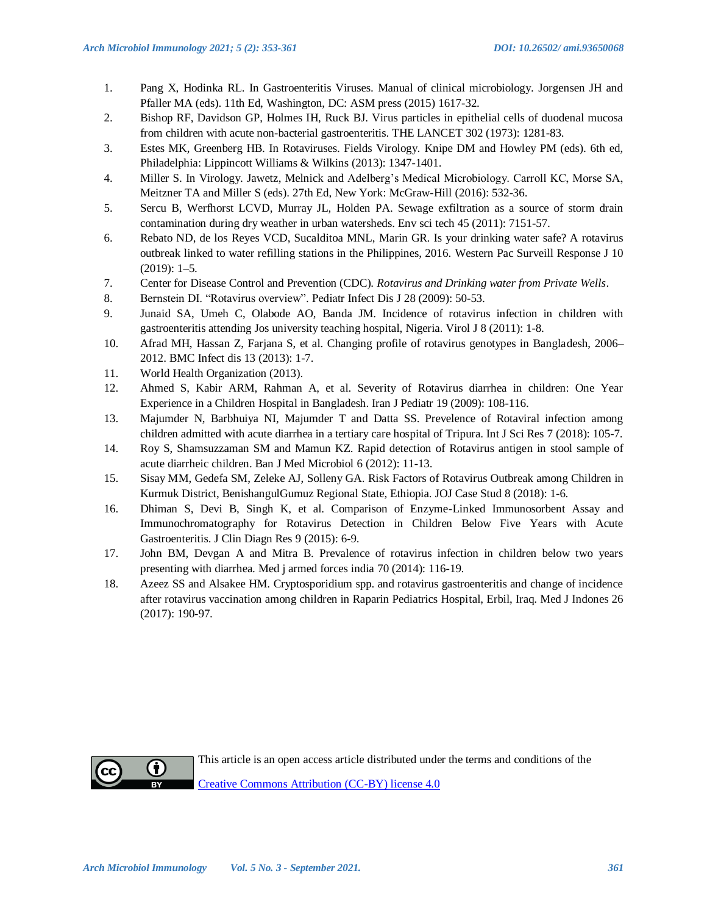1. Pang X, Hodinka RL. In Gastroenteritis Viruses. Manual of clinical microbiology. Jorgensen JH and Pfaller MA (eds). 11th Ed, Washington, DC: ASM press (2015) 1617-32.
2. Bishop RF, Davidson GP, Holmes IH, Ruck BJ. Virus particles in epithelial cells of duodenal mucosa from children with acute non-bacterial gastroenteritis. THE LANCET 302 (1973): 1281-83.
3. Estes MK, Greenberg HB. In Rotaviruses. Fields Virology. Knipe DM and Howley PM (eds). 6th ed, Philadelphia: Lippincott Williams & Wilkins (2013): 1347-1401.
4. Miller S. In Virology. Jawetz, Melnick and Adelberg's Medical Microbiology. Carroll KC, Morse SA, Meitzner TA and Miller S (eds). 27th Ed, New York: McGraw-Hill (2016): 532-36.
5. Sercu B, Werfhorst LCVD, Murray JL, Holden PA. Sewage exfiltration as a source of storm drain contamination during dry weather in urban watersheds. Env sci tech 45 (2011): 7151-57.
6. Rebato ND, de los Reyes VCD, Sucalditoa MNL, Marin GR. Is your drinking water safe? A rotavirus outbreak linked to water refilling stations in the Philippines, 2016. Western Pac Surveill Response J 10 (2019): 1–5.
7. Center for Disease Control and Prevention (CDC). *Rotavirus and Drinking water from Private Wells*.
8. Bernstein DI. "Rotavirus overview". Pediatr Infect Dis J 28 (2009): 50-53.
9. Junaid SA, Umeh C, Olabode AO, Banda JM. Incidence of rotavirus infection in children with gastroenteritis attending Jos university teaching hospital, Nigeria. Virol J 8 (2011): 1-8.
10. Afrad MH, Hassan Z, Farjana S, et al. Changing profile of rotavirus genotypes in Bangladesh, 2006–2012. BMC Infect dis 13 (2013): 1-7.
11. World Health Organization (2013).
12. Ahmed S, Kabir ARM, Rahman A, et al. Severity of Rotavirus diarrhea in children: One Year Experience in a Children Hospital in Bangladesh. Iran J Pediatr 19 (2009): 108-116.
13. Majumder N, Barbhuiya NI, Majumder T and Datta SS. Prevelence of Rotaviral infection among children admitted with acute diarrhea in a tertiary care hospital of Tripura. Int J Sci Res 7 (2018): 105-7.
14. Roy S, Shamsuzzaman SM and Mamun KZ. Rapid detection of Rotavirus antigen in stool sample of acute diarrheic children. Ban J Med Microbiol 6 (2012): 11-13.
15. Sisay MM, Gedefa SM, Zeleke AJ, Solleny GA. Risk Factors of Rotavirus Outbreak among Children in Kurmuk District, BenishangulGumuz Regional State, Ethiopia. JOJ Case Stud 8 (2018): 1-6.
16. Dhiman S, Devi B, Singh K, et al. Comparison of Enzyme-Linked Immunosorbent Assay and Immunochromatography for Rotavirus Detection in Children Below Five Years with Acute Gastroenteritis. J Clin Diagn Res 9 (2015): 6-9.
17. John BM, Devgan A and Mitra B. Prevalence of rotavirus infection in children below two years presenting with diarrhea. Med j armed forces india 70 (2014): 116-19.
18. Azeez SS and Alsakee HM. Cryptosporidium spp. and rotavirus gastroenteritis and change of incidence after rotavirus vaccination among children in Raparin Pediatrics Hospital, Erbil, Iraq. Med J Indones 26 (2017): 190-97.

This article is an open access article distributed under the terms and conditions of the [Creative Commons Attribution (CC-BY) license 4.0]